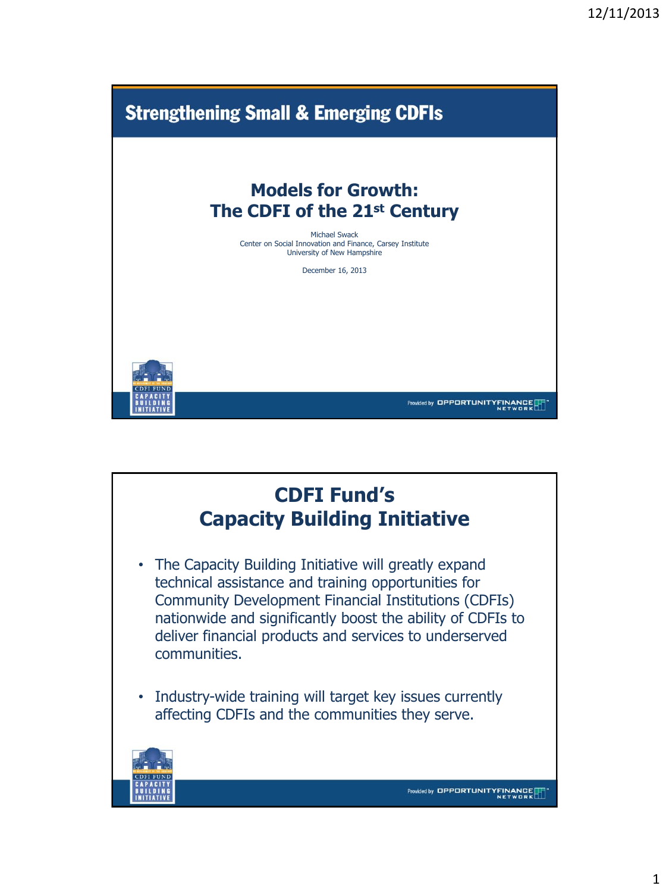## Strengthening Small & Emerging CDFIs

# Models for Growth: The CDFI of the 21st Century

Michael Swack
Center on Social Innovation and Finance, Carsey Institute
University of New Hampshire

December 16, 2013

Provided by OPPORTUNITY FINANCE NETWORK

## CDFI Fund's Capacity Building Initiative

- The Capacity Building Initiative will greatly expand technical assistance and training opportunities for Community Development Financial Institutions (CDFIs) nationwide and significantly boost the ability of CDFIs to deliver financial products and services to underserved communities.
- Industry-wide training will target key issues currently affecting CDFIs and the communities they serve.

Provided by OPPORTUNITY FINANCE NETWORK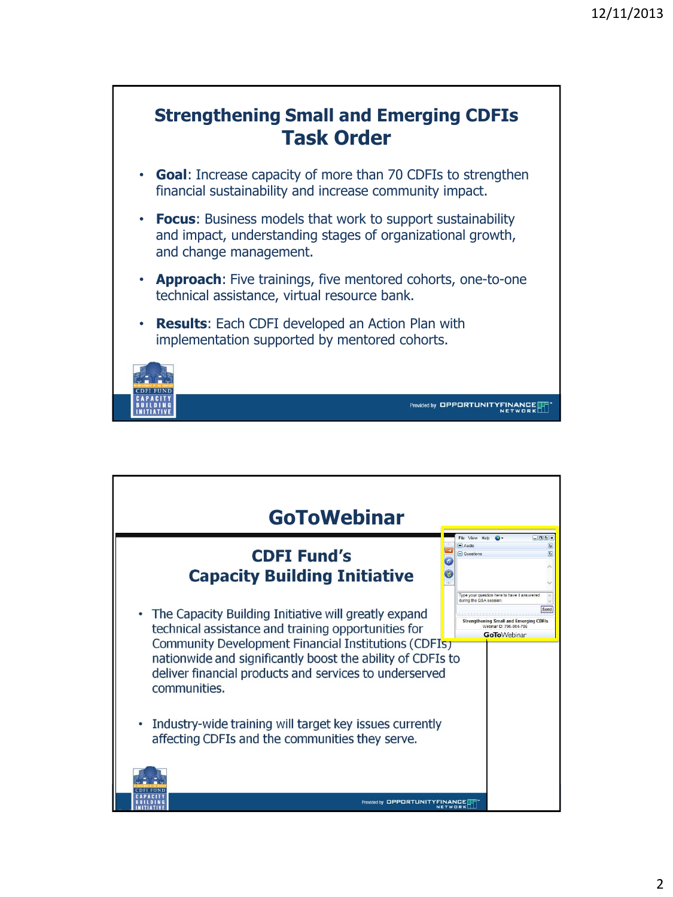## Strengthening Small and Emerging CDFIs Task Order

- **Goal**: Increase capacity of more than 70 CDFIs to strengthen financial sustainability and increase community impact.
- **Focus**: Business models that work to support sustainability and impact, understanding stages of organizational growth, and change management.
- **Approach**: Five trainings, five mentored cohorts, one-to-one technical assistance, virtual resource bank.
- **Results**: Each CDFI developed an Action Plan with implementation supported by mentored cohorts.

## GoToWebinar

### CDFI Fund's Capacity Building Initiative

- The Capacity Building Initiative will greatly expand technical assistance and training opportunities for Community Development Financial Institutions (CDFIs) nationwide and significantly boost the ability of CDFIs to deliver financial products and services to underserved communities.
- Industry-wide training will target key issues currently affecting CDFIs and the communities they serve.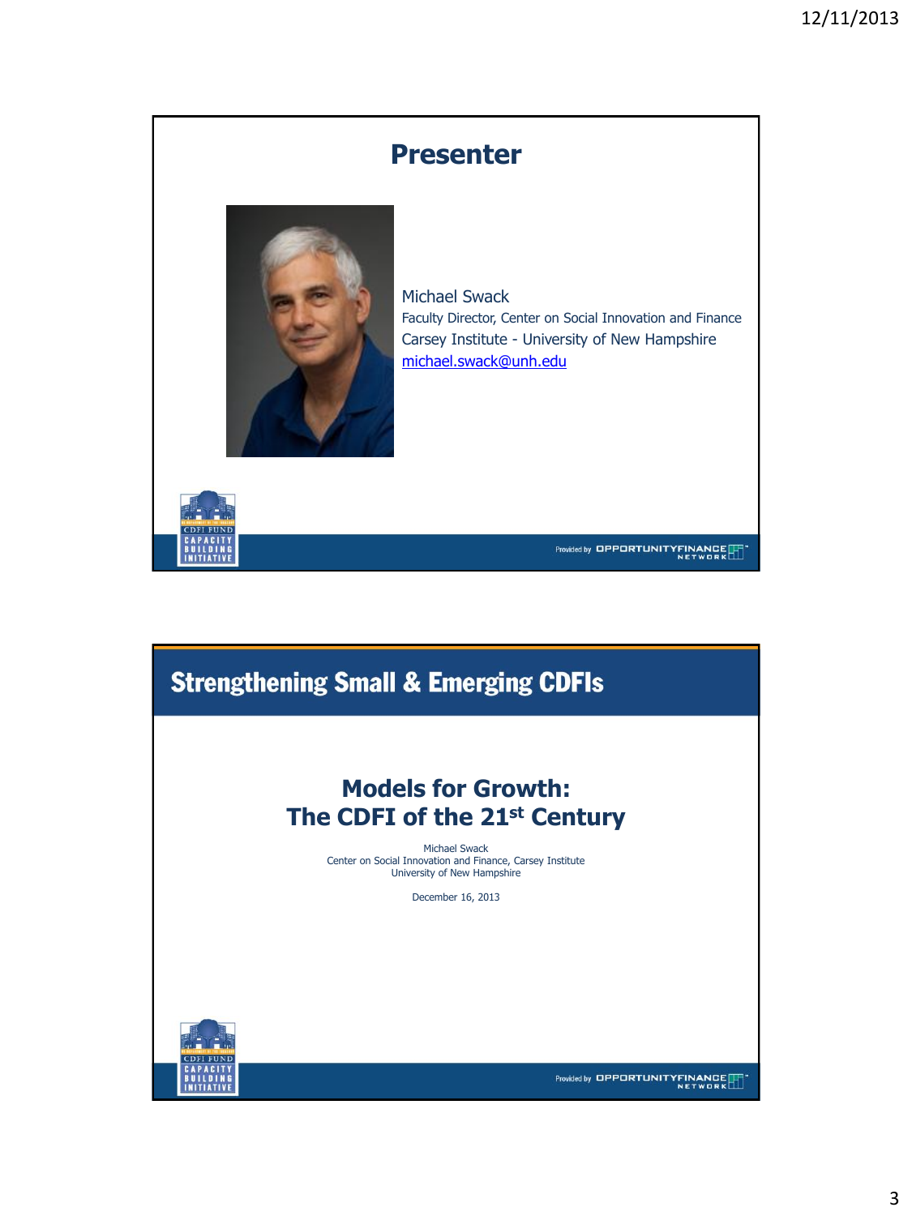## Presenter

Michael Swack
Faculty Director, Center on Social Innovation and Finance
Carsey Institute - University of New Hampshire
michael.swack@unh.edu

---

## Strengthening Small & Emerging CDFIs

### Models for Growth: The CDFI of the 21st Century

Michael Swack
Center on Social Innovation and Finance, Carsey Institute
University of New Hampshire

December 16, 2013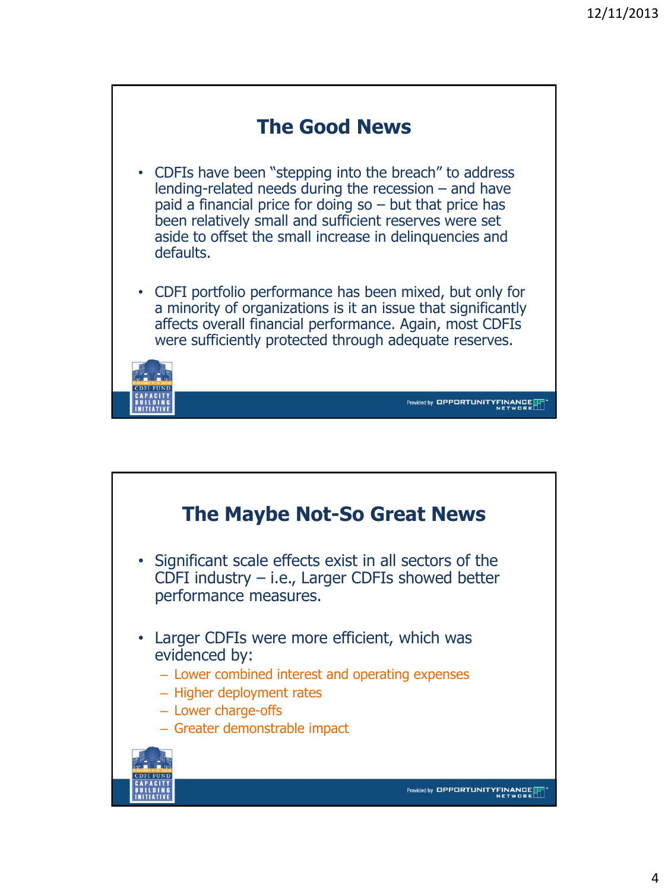## The Good News

- CDFIs have been "stepping into the breach" to address lending-related needs during the recession – and have paid a financial price for doing so – but that price has been relatively small and sufficient reserves were set aside to offset the small increase in delinquencies and defaults.
- CDFI portfolio performance has been mixed, but only for a minority of organizations is it an issue that significantly affects overall financial performance. Again, most CDFIs were sufficiently protected through adequate reserves.

## The Maybe Not-So Great News

- Significant scale effects exist in all sectors of the CDFI industry – i.e., Larger CDFIs showed better performance measures.
- Larger CDFIs were more efficient, which was evidenced by:
  - Lower combined interest and operating expenses
  - Higher deployment rates
  - Lower charge-offs
  - Greater demonstrable impact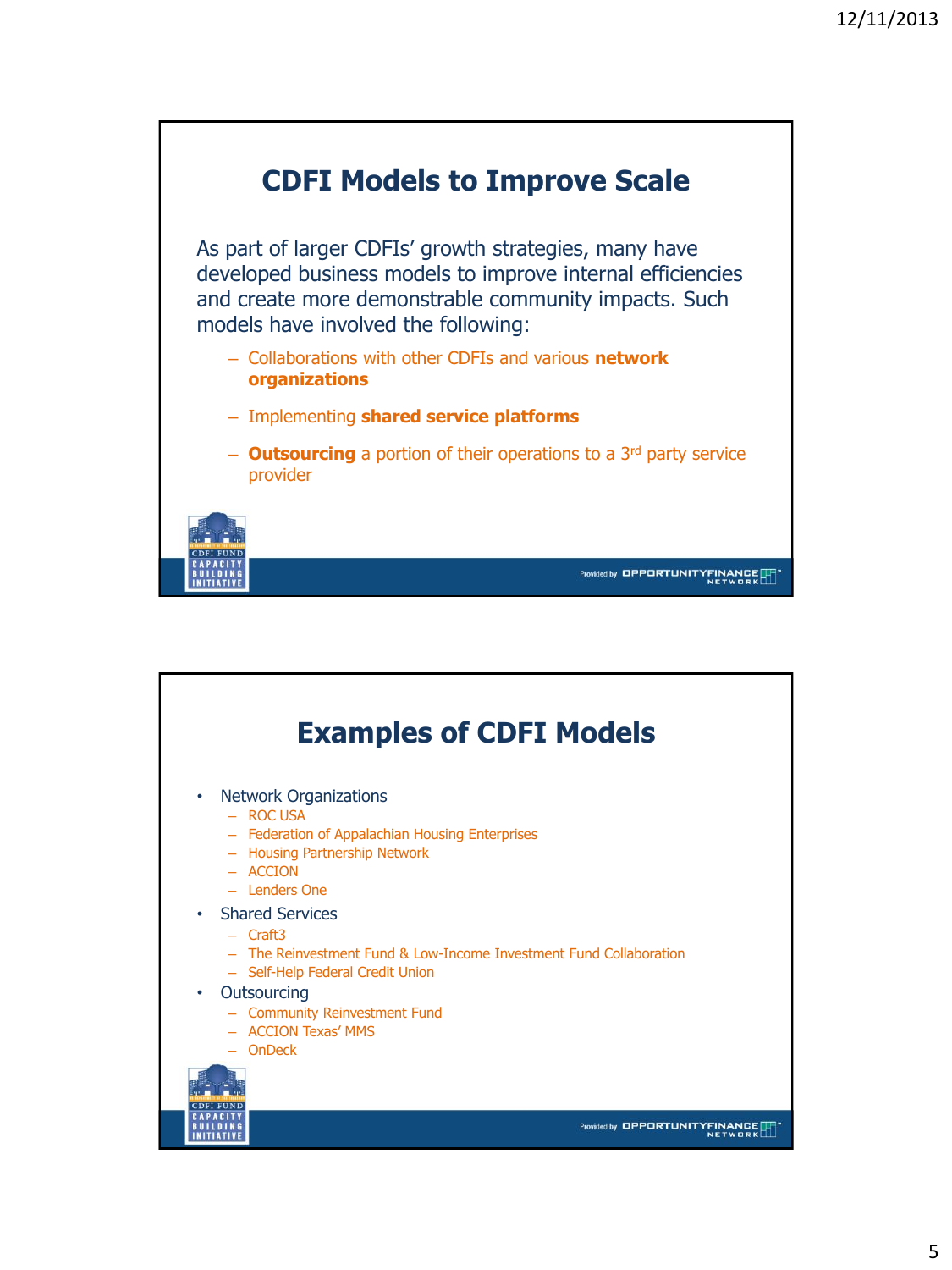## CDFI Models to Improve Scale

As part of larger CDFIs' growth strategies, many have developed business models to improve internal efficiencies and create more demonstrable community impacts. Such models have involved the following:

- Collaborations with other CDFIs and various **network organizations**
- Implementing **shared service platforms**
- **Outsourcing** a portion of their operations to a 3rd party service provider

## Examples of CDFI Models

- Network Organizations
  - ROC USA
  - Federation of Appalachian Housing Enterprises
  - Housing Partnership Network
  - ACCION
  - Lenders One
- Shared Services
  - Craft3
  - The Reinvestment Fund & Low-Income Investment Fund Collaboration
  - Self-Help Federal Credit Union
- Outsourcing
  - Community Reinvestment Fund
  - ACCION Texas' MMS
  - OnDeck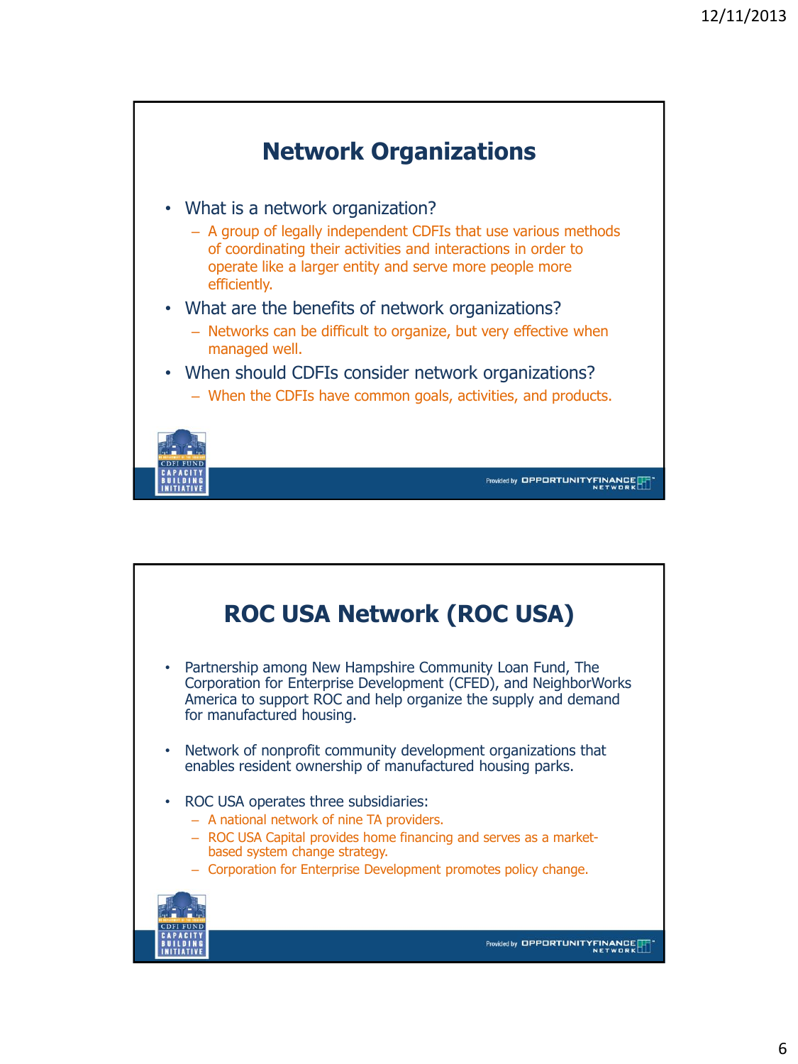## Network Organizations

- What is a network organization?
  - A group of legally independent CDFIs that use various methods of coordinating their activities and interactions in order to operate like a larger entity and serve more people more efficiently.
- What are the benefits of network organizations?
  - Networks can be difficult to organize, but very effective when managed well.
- When should CDFIs consider network organizations?
  - When the CDFIs have common goals, activities, and products.

## ROC USA Network (ROC USA)

- Partnership among New Hampshire Community Loan Fund, The Corporation for Enterprise Development (CFED), and NeighborWorks America to support ROC and help organize the supply and demand for manufactured housing.
- Network of nonprofit community development organizations that enables resident ownership of manufactured housing parks.
- ROC USA operates three subsidiaries:
  - A national network of nine TA providers.
  - ROC USA Capital provides home financing and serves as a market-based system change strategy.
  - Corporation for Enterprise Development promotes policy change.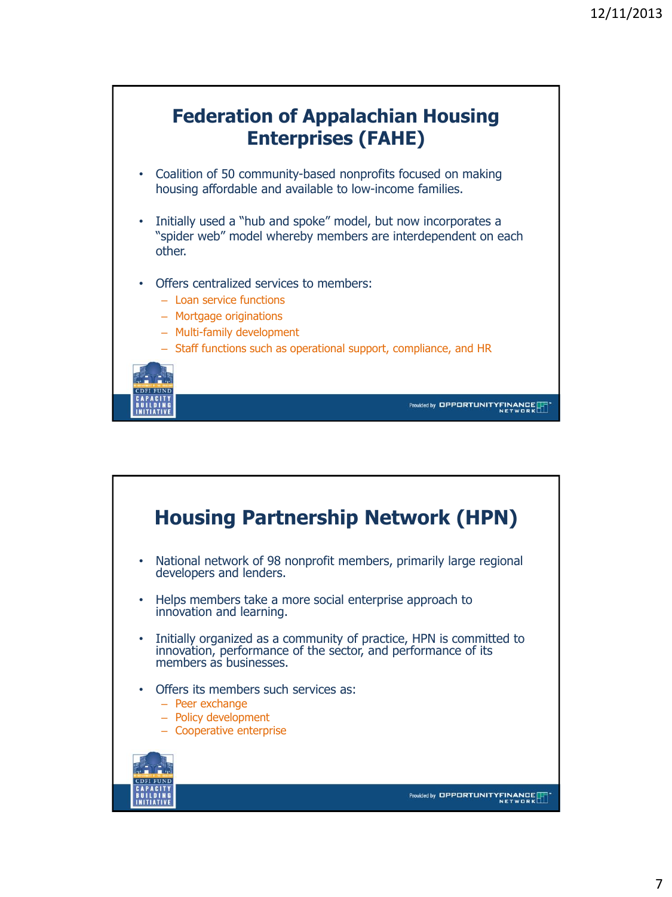## Federation of Appalachian Housing Enterprises (FAHE)

- Coalition of 50 community-based nonprofits focused on making housing affordable and available to low-income families.
- Initially used a "hub and spoke" model, but now incorporates a "spider web" model whereby members are interdependent on each other.
- Offers centralized services to members:
  - Loan service functions
  - Mortgage originations
  - Multi-family development
  - Staff functions such as operational support, compliance, and HR

## Housing Partnership Network (HPN)

- National network of 98 nonprofit members, primarily large regional developers and lenders.
- Helps members take a more social enterprise approach to innovation and learning.
- Initially organized as a community of practice, HPN is committed to innovation, performance of the sector, and performance of its members as businesses.
- Offers its members such services as:
  - Peer exchange
  - Policy development
  - Cooperative enterprise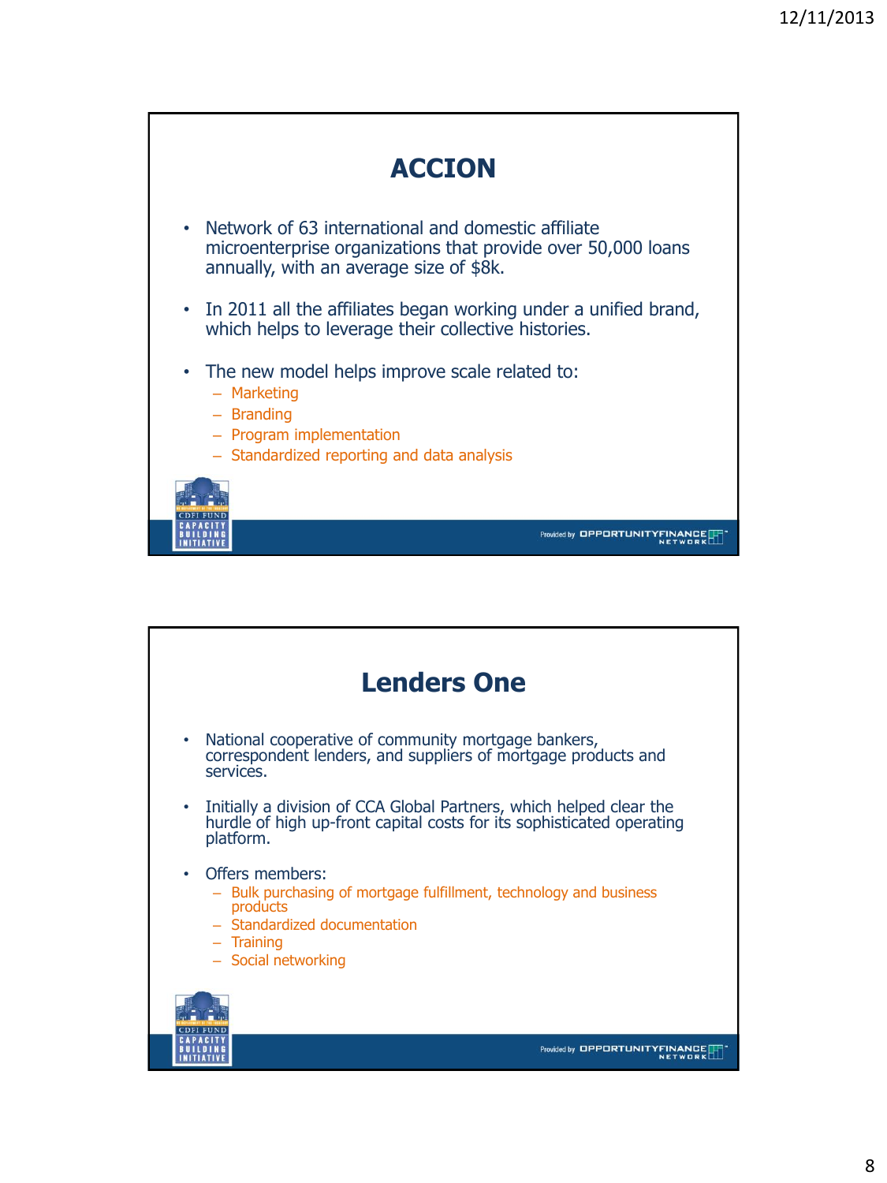## ACCION

- Network of 63 international and domestic affiliate microenterprise organizations that provide over 50,000 loans annually, with an average size of $8k.
- In 2011 all the affiliates began working under a unified brand, which helps to leverage their collective histories.
- The new model helps improve scale related to:
  - Marketing
  - Branding
  - Program implementation
  - Standardized reporting and data analysis

## Lenders One

- National cooperative of community mortgage bankers, correspondent lenders, and suppliers of mortgage products and services.
- Initially a division of CCA Global Partners, which helped clear the hurdle of high up-front capital costs for its sophisticated operating platform.
- Offers members:
  - Bulk purchasing of mortgage fulfillment, technology and business products
  - Standardized documentation
  - Training
  - Social networking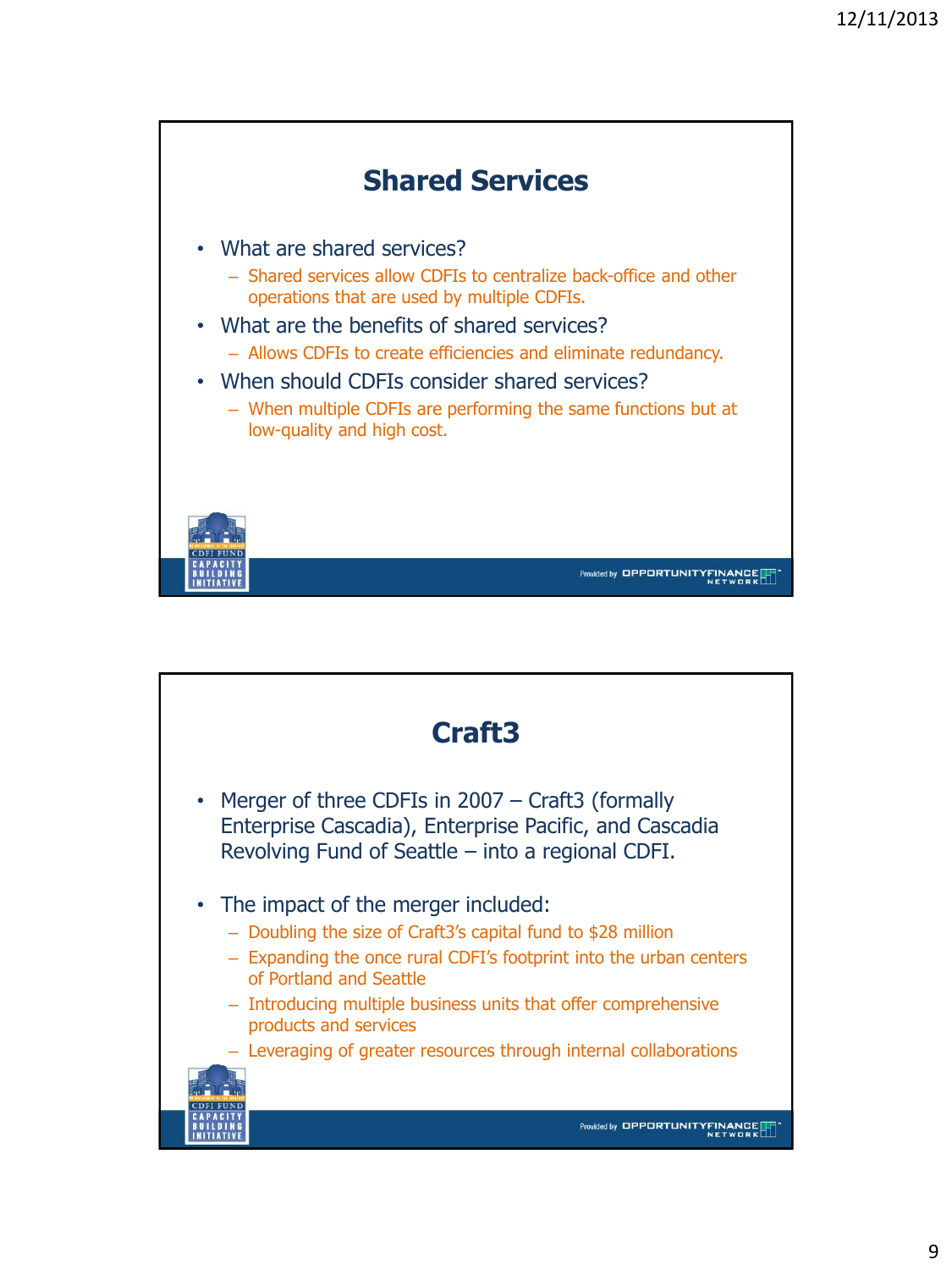## Shared Services

- What are shared services?
  - Shared services allow CDFIs to centralize back-office and other operations that are used by multiple CDFIs.
- What are the benefits of shared services?
  - Allows CDFIs to create efficiencies and eliminate redundancy.
- When should CDFIs consider shared services?
  - When multiple CDFIs are performing the same functions but at low-quality and high cost.

## Craft3

- Merger of three CDFIs in 2007 – Craft3 (formally Enterprise Cascadia), Enterprise Pacific, and Cascadia Revolving Fund of Seattle – into a regional CDFI.
- The impact of the merger included:
  - Doubling the size of Craft3's capital fund to $28 million
  - Expanding the once rural CDFI's footprint into the urban centers of Portland and Seattle
  - Introducing multiple business units that offer comprehensive products and services
  - Leveraging of greater resources through internal collaborations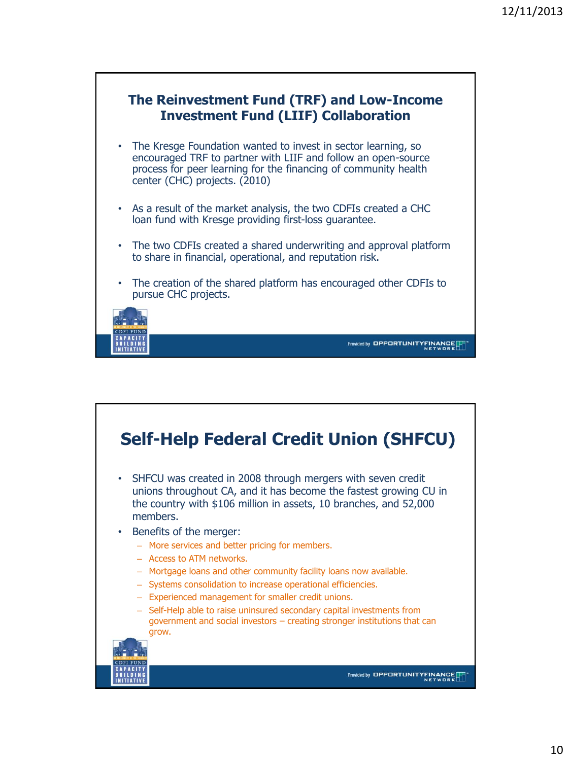## The Reinvestment Fund (TRF) and Low-Income Investment Fund (LIIF) Collaboration

- The Kresge Foundation wanted to invest in sector learning, so encouraged TRF to partner with LIIF and follow an open-source process for peer learning for the financing of community health center (CHC) projects. (2010)
- As a result of the market analysis, the two CDFIs created a CHC loan fund with Kresge providing first-loss guarantee.
- The two CDFIs created a shared underwriting and approval platform to share in financial, operational, and reputation risk.
- The creation of the shared platform has encouraged other CDFIs to pursue CHC projects.

## Self-Help Federal Credit Union (SHFCU)

- SHFCU was created in 2008 through mergers with seven credit unions throughout CA, and it has become the fastest growing CU in the country with $106 million in assets, 10 branches, and 52,000 members.
- Benefits of the merger:
  - More services and better pricing for members.
  - Access to ATM networks.
  - Mortgage loans and other community facility loans now available.
  - Systems consolidation to increase operational efficiencies.
  - Experienced management for smaller credit unions.
  - Self-Help able to raise uninsured secondary capital investments from government and social investors – creating stronger institutions that can grow.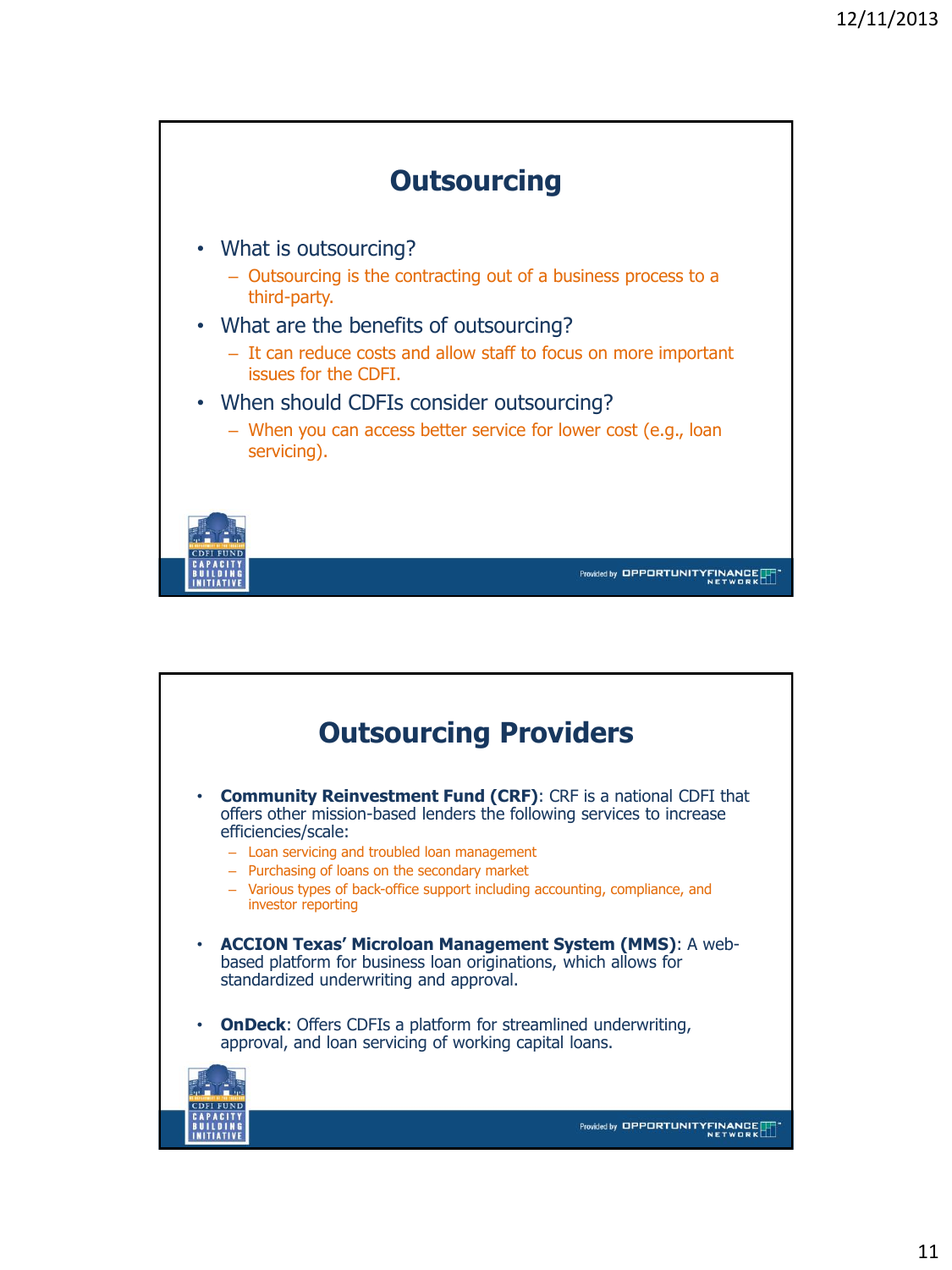## Outsourcing

- What is outsourcing?
  - Outsourcing is the contracting out of a business process to a third-party.
- What are the benefits of outsourcing?
  - It can reduce costs and allow staff to focus on more important issues for the CDFI.
- When should CDFIs consider outsourcing?
  - When you can access better service for lower cost (e.g., loan servicing).

## Outsourcing Providers

- **Community Reinvestment Fund (CRF)**: CRF is a national CDFI that offers other mission-based lenders the following services to increase efficiencies/scale:
  - Loan servicing and troubled loan management
  - Purchasing of loans on the secondary market
  - Various types of back-office support including accounting, compliance, and investor reporting
- **ACCION Texas' Microloan Management System (MMS)**: A web-based platform for business loan originations, which allows for standardized underwriting and approval.
- **OnDeck**: Offers CDFIs a platform for streamlined underwriting, approval, and loan servicing of working capital loans.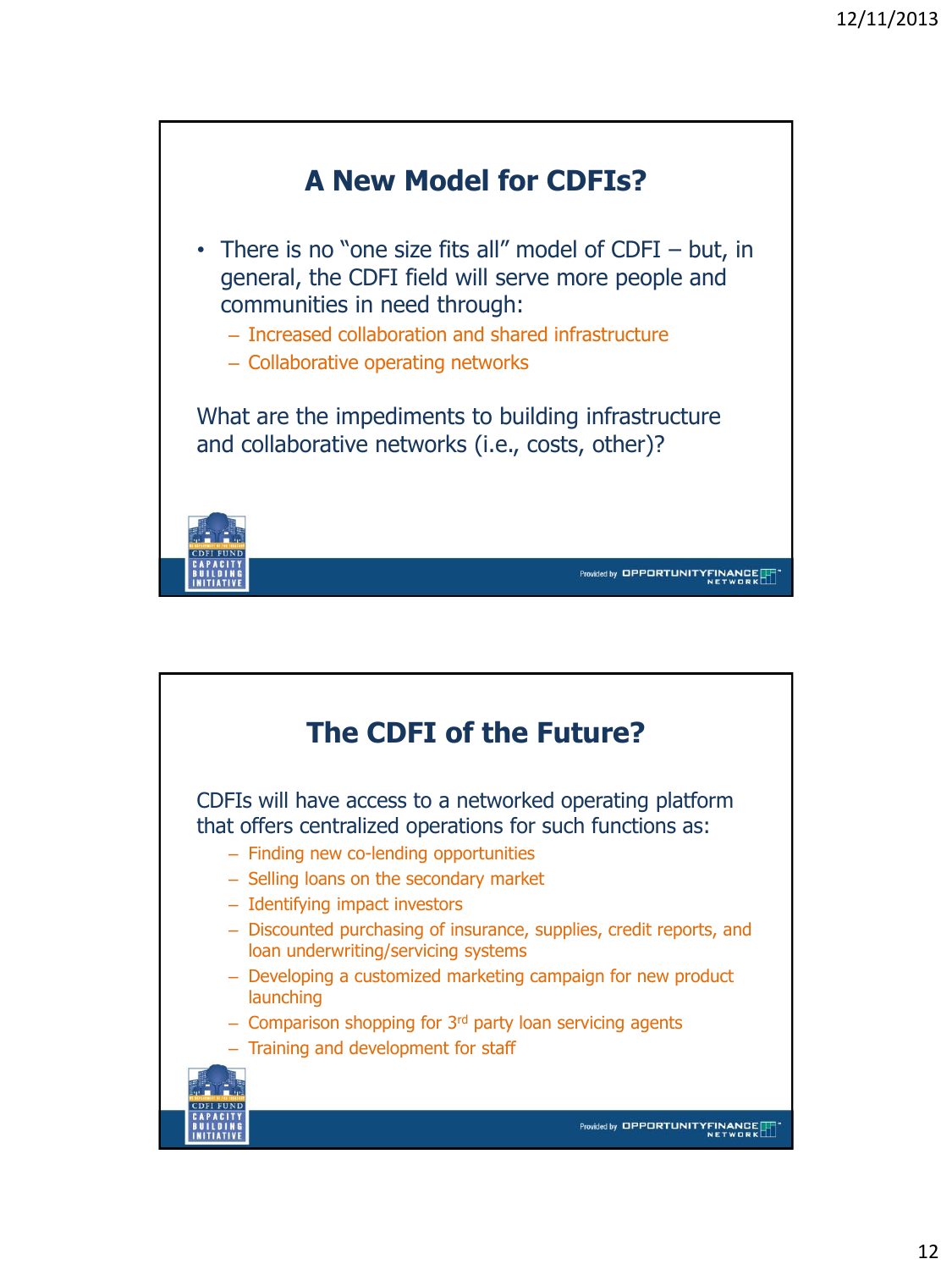## A New Model for CDFIs?

- There is no "one size fits all" model of CDFI – but, in general, the CDFI field will serve more people and communities in need through:
  - Increased collaboration and shared infrastructure
  - Collaborative operating networks

What are the impediments to building infrastructure and collaborative networks (i.e., costs, other)?

## The CDFI of the Future?

CDFIs will have access to a networked operating platform that offers centralized operations for such functions as:

- Finding new co-lending opportunities
- Selling loans on the secondary market
- Identifying impact investors
- Discounted purchasing of insurance, supplies, credit reports, and loan underwriting/servicing systems
- Developing a customized marketing campaign for new product launching
- Comparison shopping for 3rd party loan servicing agents
- Training and development for staff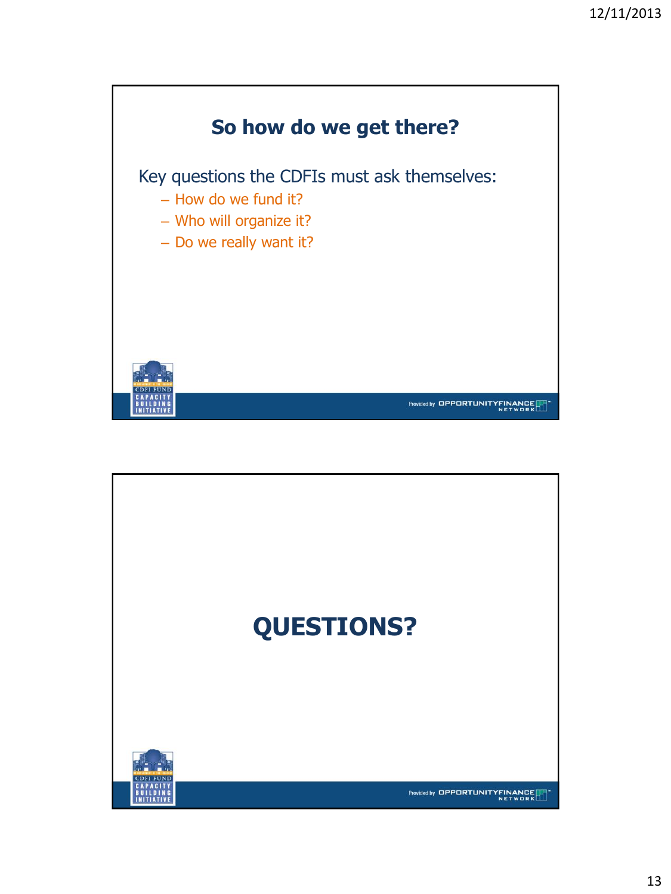## So how do we get there?

Key questions the CDFIs must ask themselves:

- How do we fund it?
- Who will organize it?
- Do we really want it?

## QUESTIONS?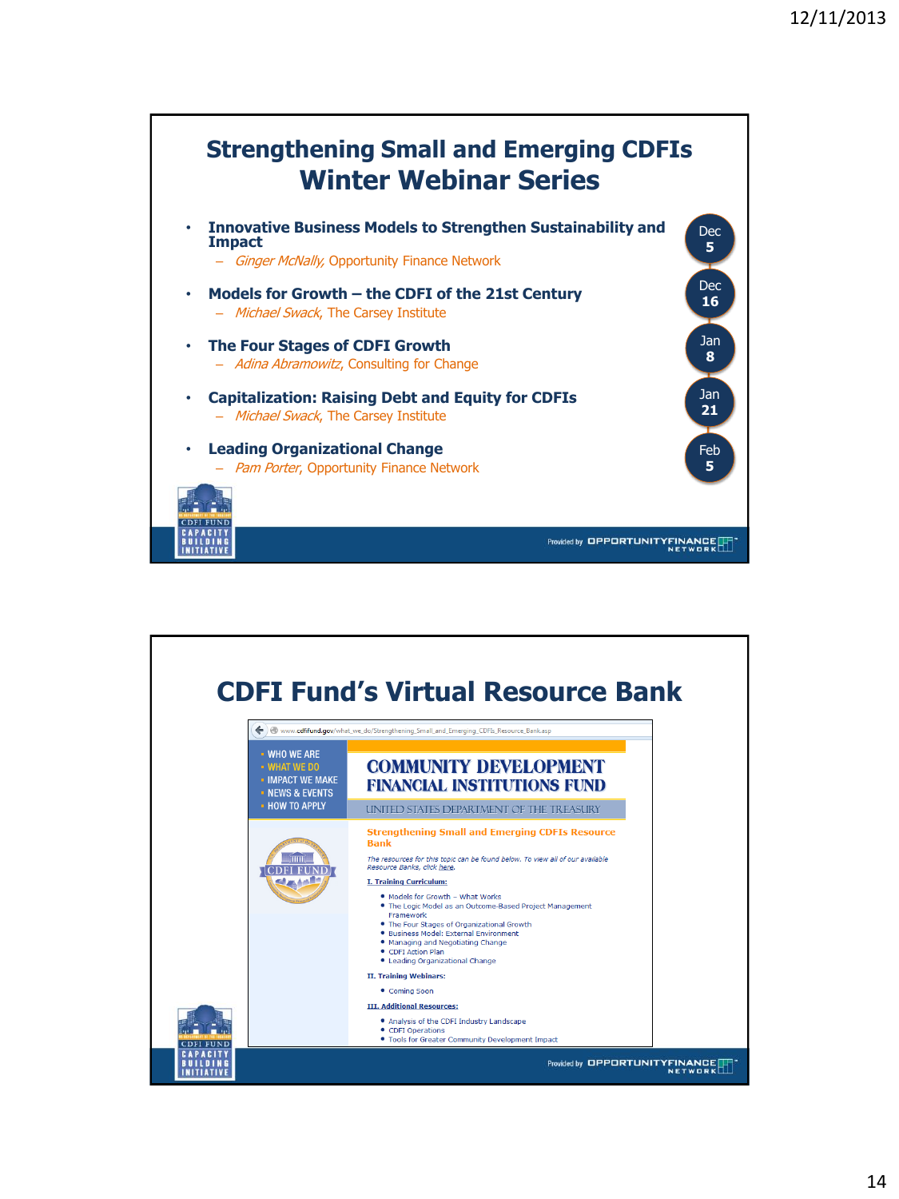# Strengthening Small and Emerging CDFIs Winter Webinar Series

- **Innovative Business Models to Strengthen Sustainability and Impact** — Dec 5
  - *Ginger McNally*, Opportunity Finance Network
- **Models for Growth – the CDFI of the 21st Century** — Dec 16
  - *Michael Swack*, The Carsey Institute
- **The Four Stages of CDFI Growth** — Jan 8
  - *Adina Abramowitz*, Consulting for Change
- **Capitalization: Raising Debt and Equity for CDFIs** — Jan 21
  - *Michael Swack*, The Carsey Institute
- **Leading Organizational Change** — Feb 5
  - *Pam Porter*, Opportunity Finance Network

CDFI FUND CAPACITY BUILDING INITIATIVE

Provided by OPPORTUNITY FINANCE NETWORK

# CDFI Fund's Virtual Resource Bank

www.cdfifund.gov/what_we_do/Strengthening_Small_and_Emerging_CDFIs_Resource_Bank.asp

- WHO WE ARE
- WHAT WE DO
- IMPACT WE MAKE
- NEWS & EVENTS
- HOW TO APPLY

COMMUNITY DEVELOPMENT FINANCIAL INSTITUTIONS FUND

UNITED STATES DEPARTMENT OF THE TREASURY

**Strengthening Small and Emerging CDFIs Resource Bank**

*The resources for this topic can be found below. To view all of our available Resource Banks, click here.*

**I. Training Curriculum:**

- Models for Growth – What Works
- The Logic Model as an Outcome-Based Project Management Framework
- The Four Stages of Organizational Growth
- Business Model: External Environment
- Managing and Negotiating Change
- CDFI Action Plan
- Leading Organizational Change

**II. Training Webinars:**

- Coming Soon

**III. Additional Resources:**

- Analysis of the CDFI Industry Landscape
- CDFI Operations
- Tools for Greater Community Development Impact

CDFI FUND CAPACITY BUILDING INITIATIVE

Provided by OPPORTUNITY FINANCE NETWORK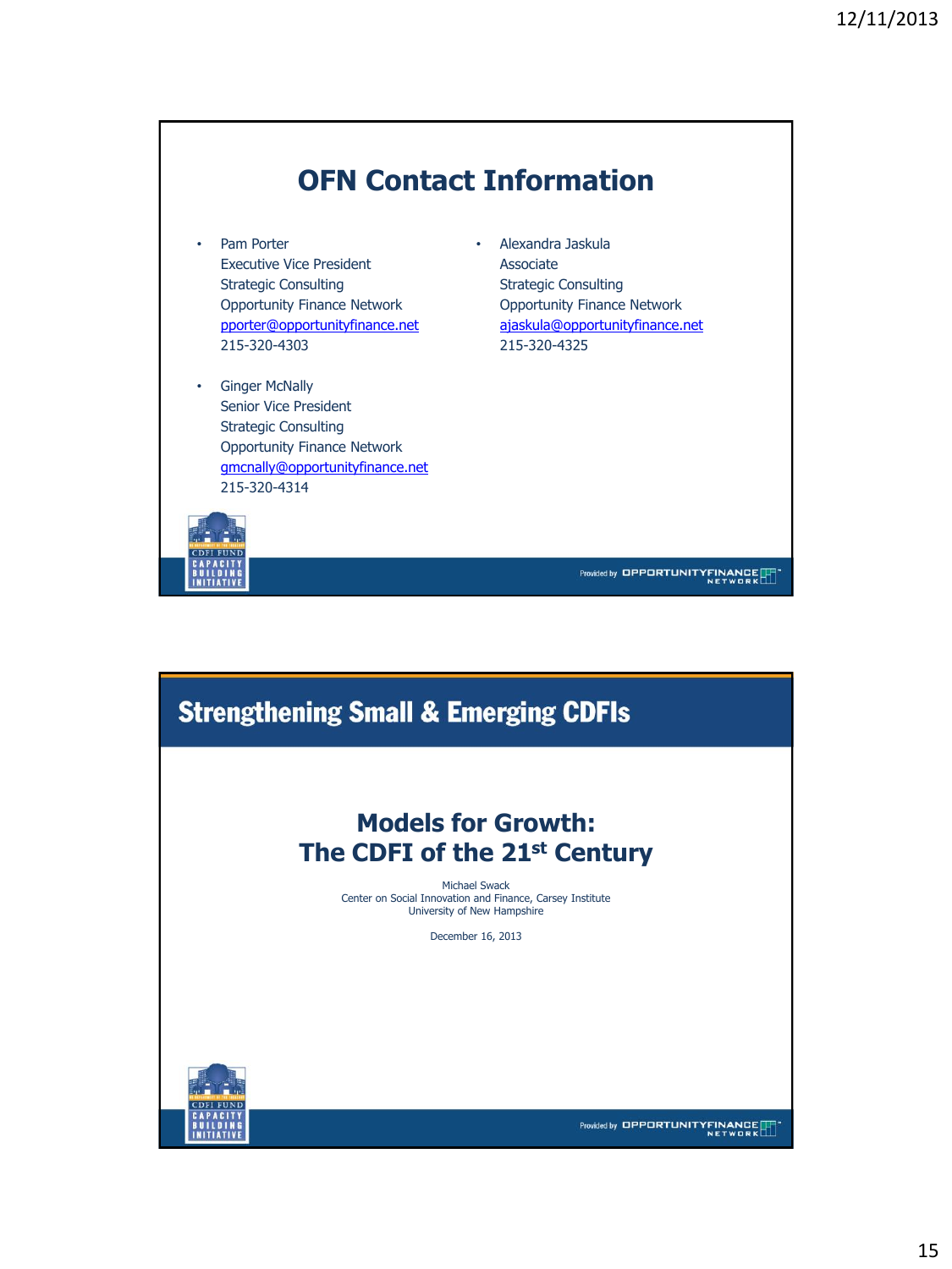# OFN Contact Information

- Pam Porter
  Executive Vice President
  Strategic Consulting
  Opportunity Finance Network
  pporter@opportunityfinance.net
  215-320-4303

- Ginger McNally
  Senior Vice President
  Strategic Consulting
  Opportunity Finance Network
  gmcnally@opportunityfinance.net
  215-320-4314

- Alexandra Jaskula
  Associate
  Strategic Consulting
  Opportunity Finance Network
  ajaskula@opportunityfinance.net
  215-320-4325

CDFI FUND CAPACITY BUILDING INITIATIVE

Provided by OPPORTUNITY FINANCE NETWORK

## Strengthening Small & Emerging CDFIs

## Models for Growth: The CDFI of the 21st Century

Michael Swack
Center on Social Innovation and Finance, Carsey Institute
University of New Hampshire

December 16, 2013

CDFI FUND CAPACITY BUILDING INITIATIVE

Provided by OPPORTUNITY FINANCE NETWORK